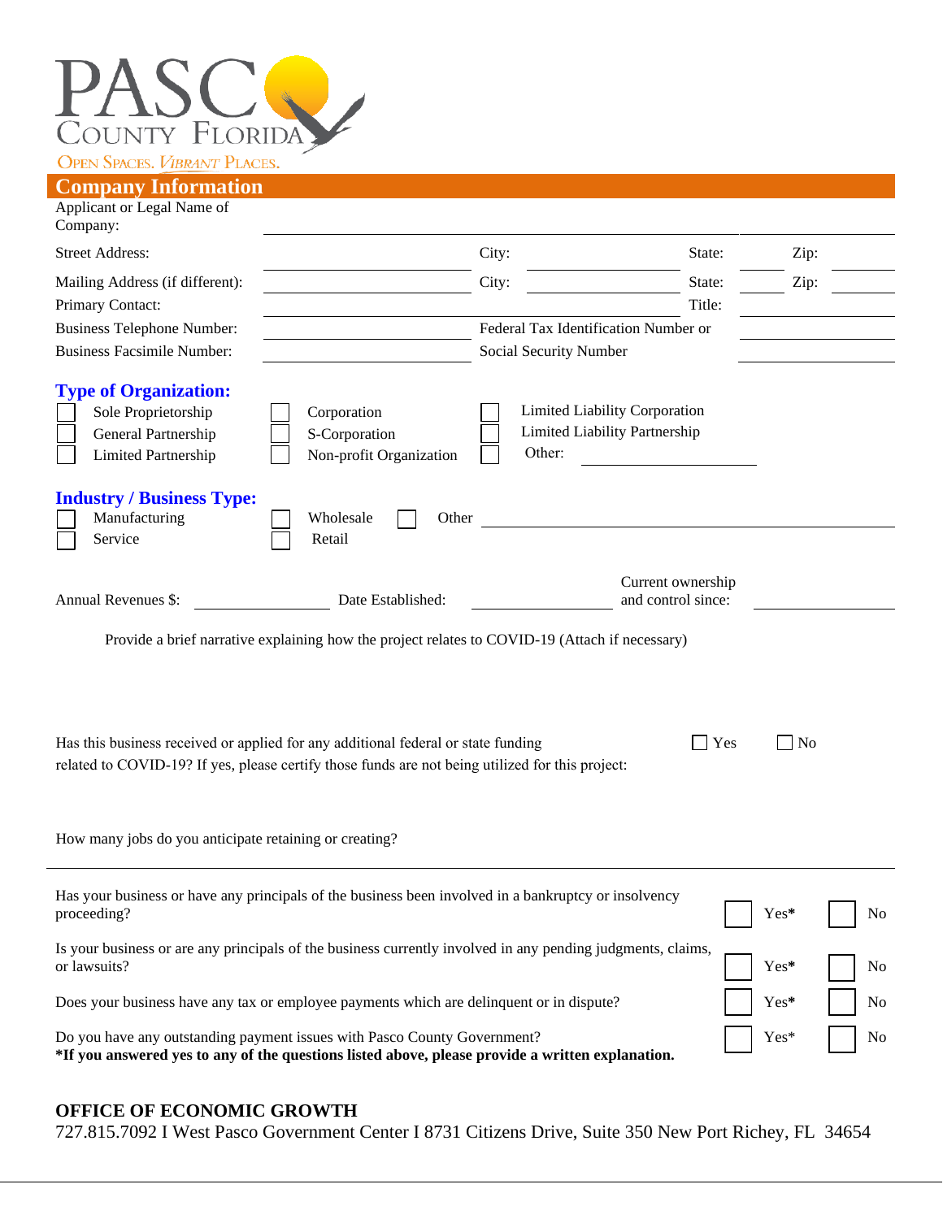PASCO COUNTY FLORIDA

OPEN SPACES. VIBRANT PLACES.

## Company Information

Applicant or Legal Name of Company: ____________________

Street Address: ____________ City: ____________ State: ______ Zip: ______

Mailing Address (if different): ____________ City: ____________ State: ______ Zip: ______

Primary Contact: ____________________ Title: ____________

Business Telephone Number: ____________ Federal Tax Identification Number or Social Security Number ____________

Business Facsimile Number: ____________

### Type of Organization:

- ☐ Sole Proprietorship
- ☐ General Partnership
- ☐ Limited Partnership
- ☐ Corporation
- ☐ S-Corporation
- ☐ Non-profit Organization
- ☐ Limited Liability Corporation
- ☐ Limited Liability Partnership
- ☐ Other: ____________

### Industry / Business Type:

- ☐ Manufacturing
- ☐ Service
- ☐ Wholesale
- ☐ Retail
- ☐ Other ____________

Annual Revenues $: ____________ Date Established: ____________ Current ownership and control since: ____________

Provide a brief narrative explaining how the project relates to COVID-19 (Attach if necessary)

Has this business received or applied for any additional federal or state funding related to COVID-19? If yes, please certify those funds are not being utilized for this project: ☐ Yes ☐ No

How many jobs do you anticipate retaining or creating?

---

| Question | | |
|---|---|---|
| Has your business or have any principals of the business been involved in a bankruptcy or insolvency proceeding? | ☐ Yes* | ☐ No |
| Is your business or are any principals of the business currently involved in any pending judgments, claims, or lawsuits? | ☐ Yes* | ☐ No |
| Does your business have any tax or employee payments which are delinquent or in dispute? | ☐ Yes* | ☐ No |
| Do you have any outstanding payment issues with Pasco County Government? | ☐ Yes* | ☐ No |

**\*If you answered yes to any of the questions listed above, please provide a written explanation.**

**OFFICE OF ECONOMIC GROWTH**

727.815.7092 I West Pasco Government Center I 8731 Citizens Drive, Suite 350 New Port Richey, FL 34654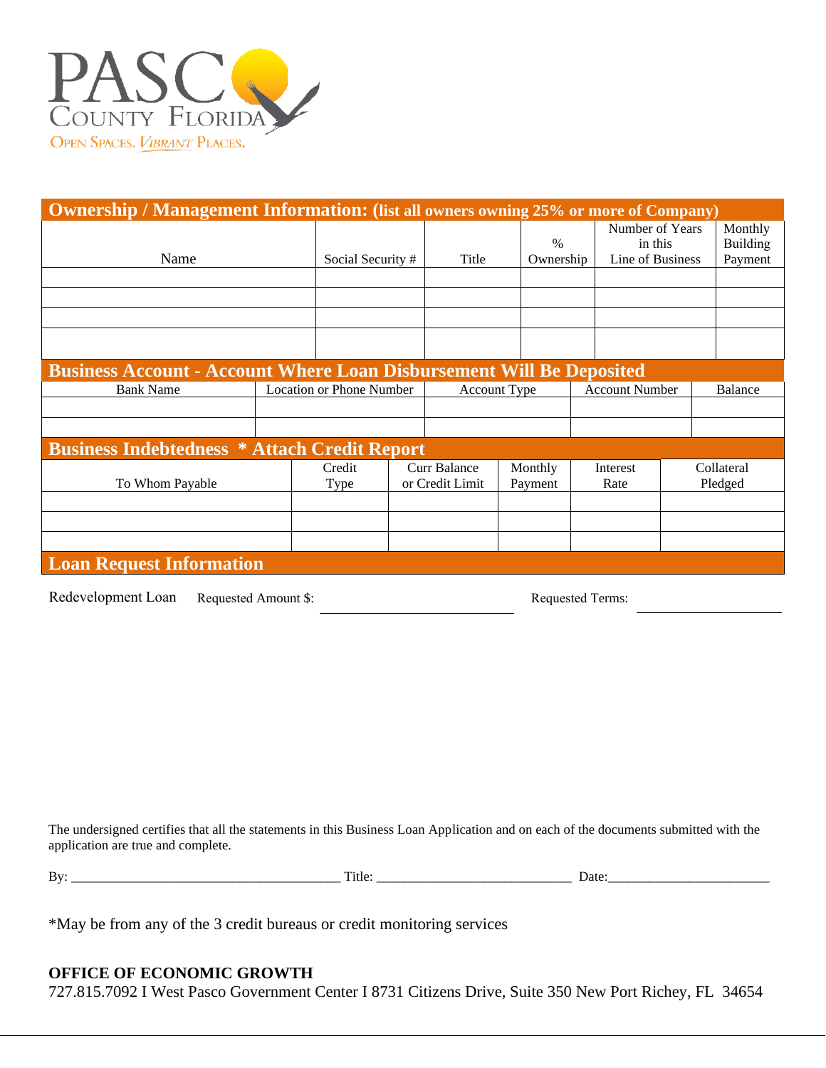## Ownership / Management Information: (list all owners owning 25% or more of Company)

| Name | Social Security # | Title | % Ownership | Number of Years in this Line of Business | Monthly Building Payment |
|---|---|---|---|---|---|
| | | | | | |
| | | | | | |
| | | | | | |
| | | | | | |

## Business Account - Account Where Loan Disbursement Will Be Deposited

| Bank Name | Location or Phone Number | Account Type | Account Number | Balance |
|---|---|---|---|---|
| | | | | |
| | | | | |

## Business Indebtedness * Attach Credit Report

| To Whom Payable | Credit Type | Curr Balance or Credit Limit | Monthly Payment | Interest Rate | Collateral Pledged |
|---|---|---|---|---|---|
| | | | | | |
| | | | | | |
| | | | | | |

## Loan Request Information

Redevelopment Loan Requested Amount $: ____________________ Requested Terms: ______________

The undersigned certifies that all the statements in this Business Loan Application and on each of the documents submitted with the application are true and complete.

By: ________________________________________ Title: _____________________________ Date:________________________

*May be from any of the 3 credit bureaus or credit monitoring services

**OFFICE OF ECONOMIC GROWTH**
727.815.7092 I West Pasco Government Center I 8731 Citizens Drive, Suite 350 New Port Richey, FL 34654